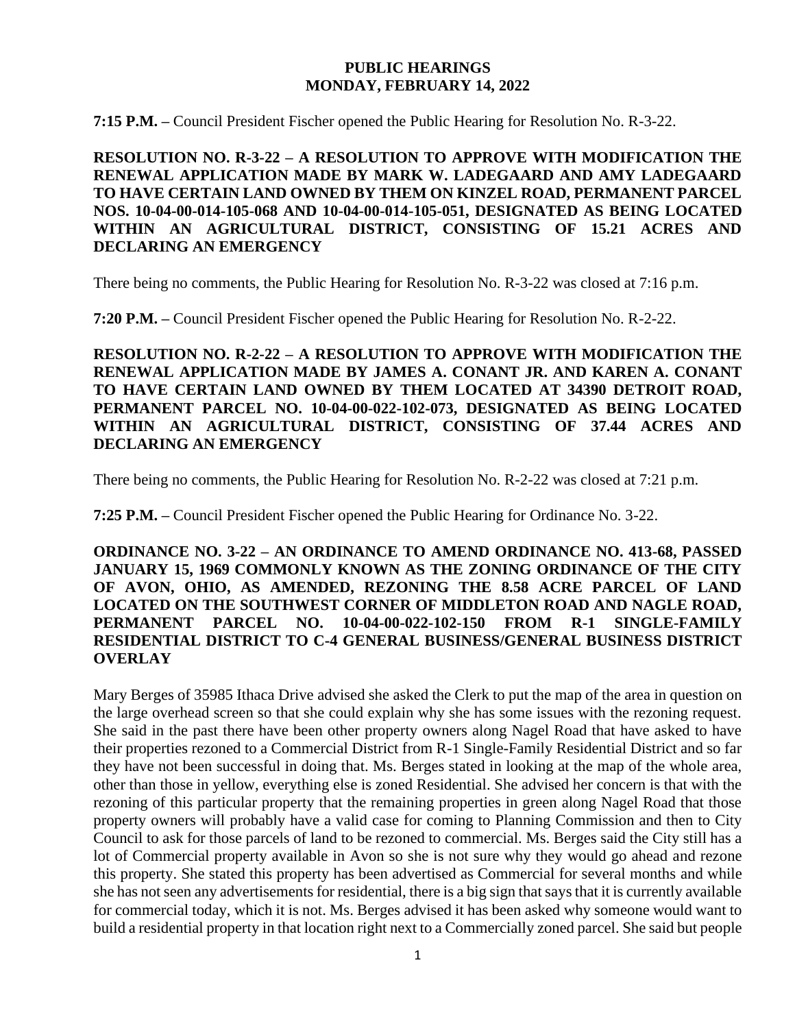# PUBLIC HEARINGS
## MONDAY, FEBRUARY 14, 2022

**7:15 P.M. –** Council President Fischer opened the Public Hearing for Resolution No. R-3-22.

**RESOLUTION NO. R-3-22 – A RESOLUTION TO APPROVE WITH MODIFICATION THE RENEWAL APPLICATION MADE BY MARK W. LADEGAARD AND AMY LADEGAARD TO HAVE CERTAIN LAND OWNED BY THEM ON KINZEL ROAD, PERMANENT PARCEL NOS. 10-04-00-014-105-068 AND 10-04-00-014-105-051, DESIGNATED AS BEING LOCATED WITHIN AN AGRICULTURAL DISTRICT, CONSISTING OF 15.21 ACRES AND DECLARING AN EMERGENCY**

There being no comments, the Public Hearing for Resolution No. R-3-22 was closed at 7:16 p.m.

**7:20 P.M. –** Council President Fischer opened the Public Hearing for Resolution No. R-2-22.

**RESOLUTION NO. R-2-22 – A RESOLUTION TO APPROVE WITH MODIFICATION THE RENEWAL APPLICATION MADE BY JAMES A. CONANT JR. AND KAREN A. CONANT TO HAVE CERTAIN LAND OWNED BY THEM LOCATED AT 34390 DETROIT ROAD, PERMANENT PARCEL NO. 10-04-00-022-102-073, DESIGNATED AS BEING LOCATED WITHIN AN AGRICULTURAL DISTRICT, CONSISTING OF 37.44 ACRES AND DECLARING AN EMERGENCY**

There being no comments, the Public Hearing for Resolution No. R-2-22 was closed at 7:21 p.m.

**7:25 P.M. –** Council President Fischer opened the Public Hearing for Ordinance No. 3-22.

**ORDINANCE NO. 3-22 – AN ORDINANCE TO AMEND ORDINANCE NO. 413-68, PASSED JANUARY 15, 1969 COMMONLY KNOWN AS THE ZONING ORDINANCE OF THE CITY OF AVON, OHIO, AS AMENDED, REZONING THE 8.58 ACRE PARCEL OF LAND LOCATED ON THE SOUTHWEST CORNER OF MIDDLETON ROAD AND NAGLE ROAD, PERMANENT PARCEL NO. 10-04-00-022-102-150 FROM R-1 SINGLE-FAMILY RESIDENTIAL DISTRICT TO C-4 GENERAL BUSINESS/GENERAL BUSINESS DISTRICT OVERLAY**

Mary Berges of 35985 Ithaca Drive advised she asked the Clerk to put the map of the area in question on the large overhead screen so that she could explain why she has some issues with the rezoning request. She said in the past there have been other property owners along Nagel Road that have asked to have their properties rezoned to a Commercial District from R-1 Single-Family Residential District and so far they have not been successful in doing that. Ms. Berges stated in looking at the map of the whole area, other than those in yellow, everything else is zoned Residential. She advised her concern is that with the rezoning of this particular property that the remaining properties in green along Nagel Road that those property owners will probably have a valid case for coming to Planning Commission and then to City Council to ask for those parcels of land to be rezoned to commercial. Ms. Berges said the City still has a lot of Commercial property available in Avon so she is not sure why they would go ahead and rezone this property. She stated this property has been advertised as Commercial for several months and while she has not seen any advertisements for residential, there is a big sign that says that it is currently available for commercial today, which it is not. Ms. Berges advised it has been asked why someone would want to build a residential property in that location right next to a Commercially zoned parcel. She said but people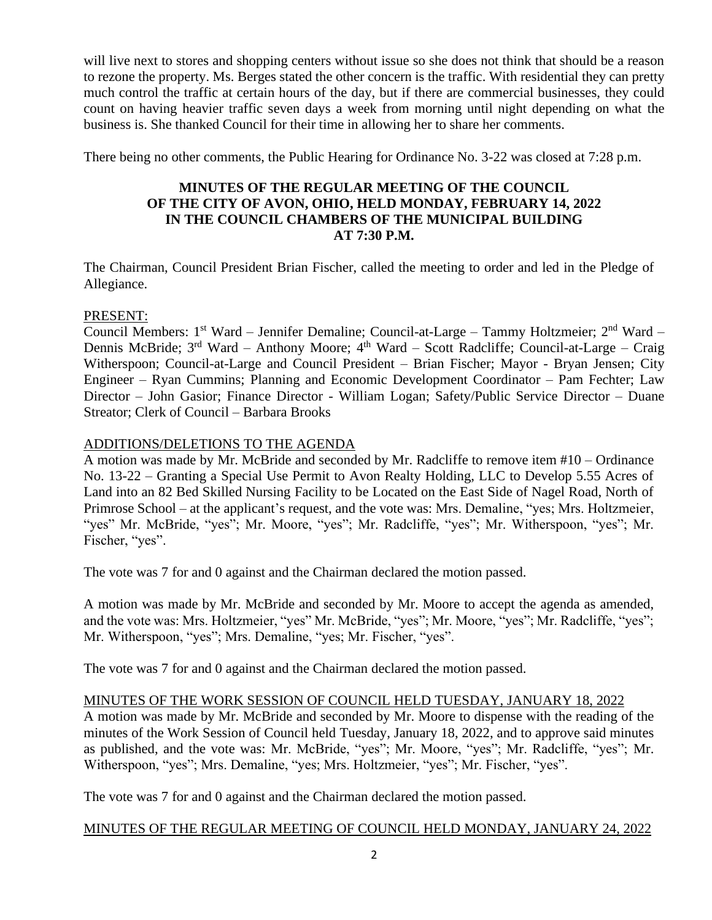will live next to stores and shopping centers without issue so she does not think that should be a reason to rezone the property. Ms. Berges stated the other concern is the traffic. With residential they can pretty much control the traffic at certain hours of the day, but if there are commercial businesses, they could count on having heavier traffic seven days a week from morning until night depending on what the business is. She thanked Council for their time in allowing her to share her comments.

There being no other comments, the Public Hearing for Ordinance No. 3-22 was closed at 7:28 p.m.

**MINUTES OF THE REGULAR MEETING OF THE COUNCIL OF THE CITY OF AVON, OHIO, HELD MONDAY, FEBRUARY 14, 2022 IN THE COUNCIL CHAMBERS OF THE MUNICIPAL BUILDING AT 7:30 P.M.**

The Chairman, Council President Brian Fischer, called the meeting to order and led in the Pledge of Allegiance.

PRESENT:

Council Members: 1st Ward – Jennifer Demaline; Council-at-Large – Tammy Holtzmeier; 2nd Ward – Dennis McBride; 3rd Ward – Anthony Moore; 4th Ward – Scott Radcliffe; Council-at-Large – Craig Witherspoon; Council-at-Large and Council President – Brian Fischer; Mayor - Bryan Jensen; City Engineer – Ryan Cummins; Planning and Economic Development Coordinator – Pam Fechter; Law Director – John Gasior; Finance Director - William Logan; Safety/Public Service Director – Duane Streator; Clerk of Council – Barbara Brooks

ADDITIONS/DELETIONS TO THE AGENDA

A motion was made by Mr. McBride and seconded by Mr. Radcliffe to remove item #10 – Ordinance No. 13-22 – Granting a Special Use Permit to Avon Realty Holding, LLC to Develop 5.55 Acres of Land into an 82 Bed Skilled Nursing Facility to be Located on the East Side of Nagel Road, North of Primrose School – at the applicant's request, and the vote was: Mrs. Demaline, "yes; Mrs. Holtzmeier, "yes" Mr. McBride, "yes"; Mr. Moore, "yes"; Mr. Radcliffe, "yes"; Mr. Witherspoon, "yes"; Mr. Fischer, "yes".

The vote was 7 for and 0 against and the Chairman declared the motion passed.

A motion was made by Mr. McBride and seconded by Mr. Moore to accept the agenda as amended, and the vote was: Mrs. Holtzmeier, "yes" Mr. McBride, "yes"; Mr. Moore, "yes"; Mr. Radcliffe, "yes"; Mr. Witherspoon, "yes"; Mrs. Demaline, "yes; Mr. Fischer, "yes".

The vote was 7 for and 0 against and the Chairman declared the motion passed.

MINUTES OF THE WORK SESSION OF COUNCIL HELD TUESDAY, JANUARY 18, 2022

A motion was made by Mr. McBride and seconded by Mr. Moore to dispense with the reading of the minutes of the Work Session of Council held Tuesday, January 18, 2022, and to approve said minutes as published, and the vote was: Mr. McBride, "yes"; Mr. Moore, "yes"; Mr. Radcliffe, "yes"; Mr. Witherspoon, "yes"; Mrs. Demaline, "yes; Mrs. Holtzmeier, "yes"; Mr. Fischer, "yes".

The vote was 7 for and 0 against and the Chairman declared the motion passed.

MINUTES OF THE REGULAR MEETING OF COUNCIL HELD MONDAY, JANUARY 24, 2022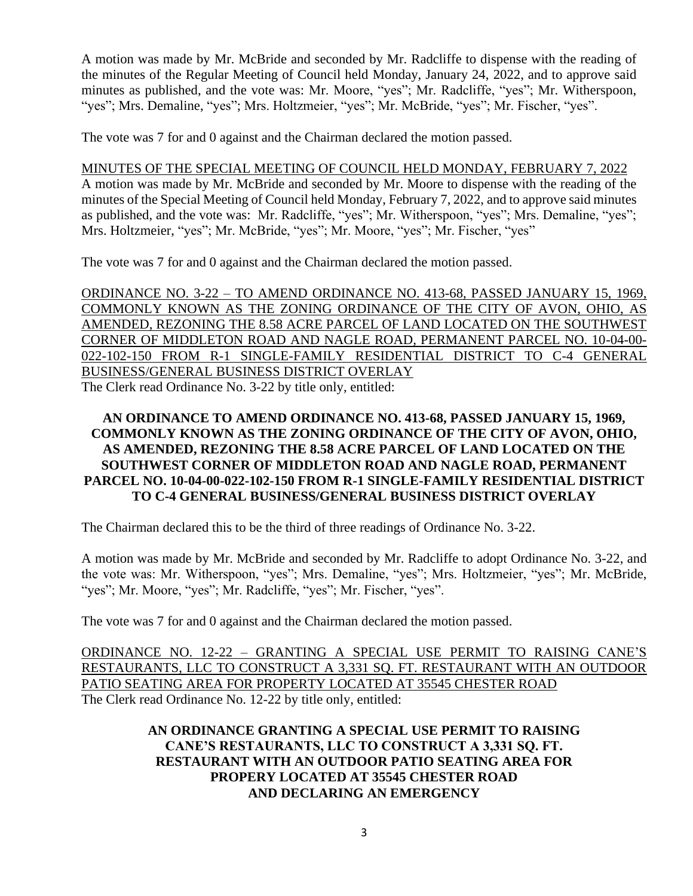A motion was made by Mr. McBride and seconded by Mr. Radcliffe to dispense with the reading of the minutes of the Regular Meeting of Council held Monday, January 24, 2022, and to approve said minutes as published, and the vote was: Mr. Moore, "yes"; Mr. Radcliffe, "yes"; Mr. Witherspoon, "yes"; Mrs. Demaline, "yes"; Mrs. Holtzmeier, "yes"; Mr. McBride, "yes"; Mr. Fischer, "yes".

The vote was 7 for and 0 against and the Chairman declared the motion passed.

<u>MINUTES OF THE SPECIAL MEETING OF COUNCIL HELD MONDAY, FEBRUARY 7, 2022</u>

A motion was made by Mr. McBride and seconded by Mr. Moore to dispense with the reading of the minutes of the Special Meeting of Council held Monday, February 7, 2022, and to approve said minutes as published, and the vote was: Mr. Radcliffe, "yes"; Mr. Witherspoon, "yes"; Mrs. Demaline, "yes"; Mrs. Holtzmeier, "yes"; Mr. McBride, "yes"; Mr. Moore, "yes"; Mr. Fischer, "yes"

The vote was 7 for and 0 against and the Chairman declared the motion passed.

<u>ORDINANCE NO. 3-22 – TO AMEND ORDINANCE NO. 413-68, PASSED JANUARY 15, 1969, COMMONLY KNOWN AS THE ZONING ORDINANCE OF THE CITY OF AVON, OHIO, AS AMENDED, REZONING THE 8.58 ACRE PARCEL OF LAND LOCATED ON THE SOUTHWEST CORNER OF MIDDLETON ROAD AND NAGLE ROAD, PERMANENT PARCEL NO. 10-04-00-022-102-150 FROM R-1 SINGLE-FAMILY RESIDENTIAL DISTRICT TO C-4 GENERAL BUSINESS/GENERAL BUSINESS DISTRICT OVERLAY</u>

The Clerk read Ordinance No. 3-22 by title only, entitled:

**AN ORDINANCE TO AMEND ORDINANCE NO. 413-68, PASSED JANUARY 15, 1969, COMMONLY KNOWN AS THE ZONING ORDINANCE OF THE CITY OF AVON, OHIO, AS AMENDED, REZONING THE 8.58 ACRE PARCEL OF LAND LOCATED ON THE SOUTHWEST CORNER OF MIDDLETON ROAD AND NAGLE ROAD, PERMANENT PARCEL NO. 10-04-00-022-102-150 FROM R-1 SINGLE-FAMILY RESIDENTIAL DISTRICT TO C-4 GENERAL BUSINESS/GENERAL BUSINESS DISTRICT OVERLAY**

The Chairman declared this to be the third of three readings of Ordinance No. 3-22.

A motion was made by Mr. McBride and seconded by Mr. Radcliffe to adopt Ordinance No. 3-22, and the vote was: Mr. Witherspoon, "yes"; Mrs. Demaline, "yes"; Mrs. Holtzmeier, "yes"; Mr. McBride, "yes"; Mr. Moore, "yes"; Mr. Radcliffe, "yes"; Mr. Fischer, "yes".

The vote was 7 for and 0 against and the Chairman declared the motion passed.

<u>ORDINANCE NO. 12-22 – GRANTING A SPECIAL USE PERMIT TO RAISING CANE'S RESTAURANTS, LLC TO CONSTRUCT A 3,331 SQ. FT. RESTAURANT WITH AN OUTDOOR PATIO SEATING AREA FOR PROPERTY LOCATED AT 35545 CHESTER ROAD</u>

The Clerk read Ordinance No. 12-22 by title only, entitled:

**AN ORDINANCE GRANTING A SPECIAL USE PERMIT TO RAISING CANE'S RESTAURANTS, LLC TO CONSTRUCT A 3,331 SQ. FT. RESTAURANT WITH AN OUTDOOR PATIO SEATING AREA FOR PROPERY LOCATED AT 35545 CHESTER ROAD AND DECLARING AN EMERGENCY**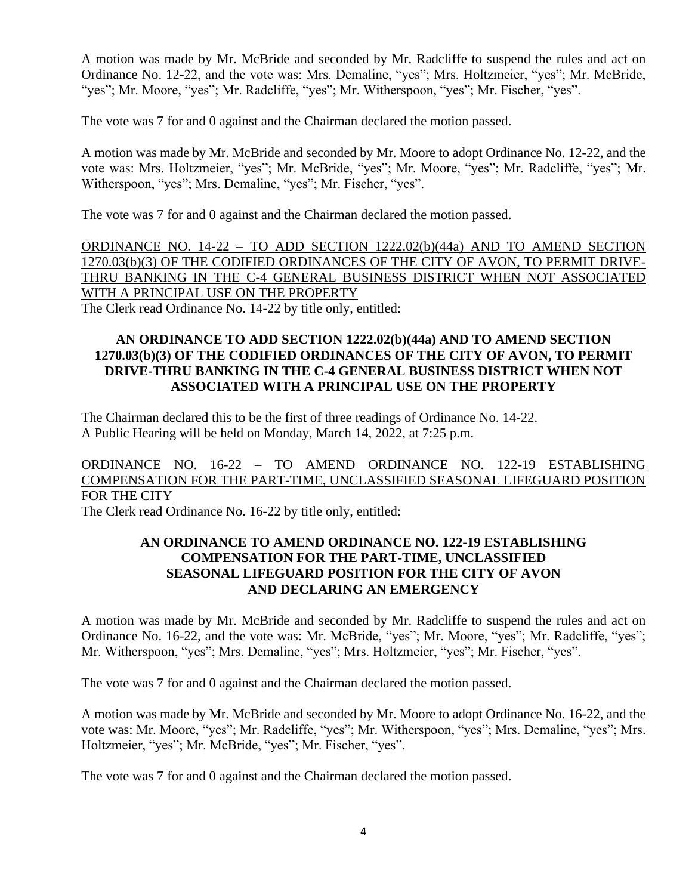A motion was made by Mr. McBride and seconded by Mr. Radcliffe to suspend the rules and act on Ordinance No. 12-22, and the vote was: Mrs. Demaline, "yes"; Mrs. Holtzmeier, "yes"; Mr. McBride, "yes"; Mr. Moore, "yes"; Mr. Radcliffe, "yes"; Mr. Witherspoon, "yes"; Mr. Fischer, "yes".

The vote was 7 for and 0 against and the Chairman declared the motion passed.

A motion was made by Mr. McBride and seconded by Mr. Moore to adopt Ordinance No. 12-22, and the vote was: Mrs. Holtzmeier, "yes"; Mr. McBride, "yes"; Mr. Moore, "yes"; Mr. Radcliffe, "yes"; Mr. Witherspoon, "yes"; Mrs. Demaline, "yes"; Mr. Fischer, "yes".

The vote was 7 for and 0 against and the Chairman declared the motion passed.

<u>ORDINANCE NO. 14-22 – TO ADD SECTION 1222.02(b)(44a) AND TO AMEND SECTION 1270.03(b)(3) OF THE CODIFIED ORDINANCES OF THE CITY OF AVON, TO PERMIT DRIVE-THRU BANKING IN THE C-4 GENERAL BUSINESS DISTRICT WHEN NOT ASSOCIATED WITH A PRINCIPAL USE ON THE PROPERTY</u>

The Clerk read Ordinance No. 14-22 by title only, entitled:

**AN ORDINANCE TO ADD SECTION 1222.02(b)(44a) AND TO AMEND SECTION 1270.03(b)(3) OF THE CODIFIED ORDINANCES OF THE CITY OF AVON, TO PERMIT DRIVE-THRU BANKING IN THE C-4 GENERAL BUSINESS DISTRICT WHEN NOT ASSOCIATED WITH A PRINCIPAL USE ON THE PROPERTY**

The Chairman declared this to be the first of three readings of Ordinance No. 14-22.
A Public Hearing will be held on Monday, March 14, 2022, at 7:25 p.m.

<u>ORDINANCE NO. 16-22 – TO AMEND ORDINANCE NO. 122-19 ESTABLISHING COMPENSATION FOR THE PART-TIME, UNCLASSIFIED SEASONAL LIFEGUARD POSITION FOR THE CITY</u>

The Clerk read Ordinance No. 16-22 by title only, entitled:

**AN ORDINANCE TO AMEND ORDINANCE NO. 122-19 ESTABLISHING COMPENSATION FOR THE PART-TIME, UNCLASSIFIED SEASONAL LIFEGUARD POSITION FOR THE CITY OF AVON AND DECLARING AN EMERGENCY**

A motion was made by Mr. McBride and seconded by Mr. Radcliffe to suspend the rules and act on Ordinance No. 16-22, and the vote was: Mr. McBride, "yes"; Mr. Moore, "yes"; Mr. Radcliffe, "yes"; Mr. Witherspoon, "yes"; Mrs. Demaline, "yes"; Mrs. Holtzmeier, "yes"; Mr. Fischer, "yes".

The vote was 7 for and 0 against and the Chairman declared the motion passed.

A motion was made by Mr. McBride and seconded by Mr. Moore to adopt Ordinance No. 16-22, and the vote was: Mr. Moore, "yes"; Mr. Radcliffe, "yes"; Mr. Witherspoon, "yes"; Mrs. Demaline, "yes"; Mrs. Holtzmeier, "yes"; Mr. McBride, "yes"; Mr. Fischer, "yes".

The vote was 7 for and 0 against and the Chairman declared the motion passed.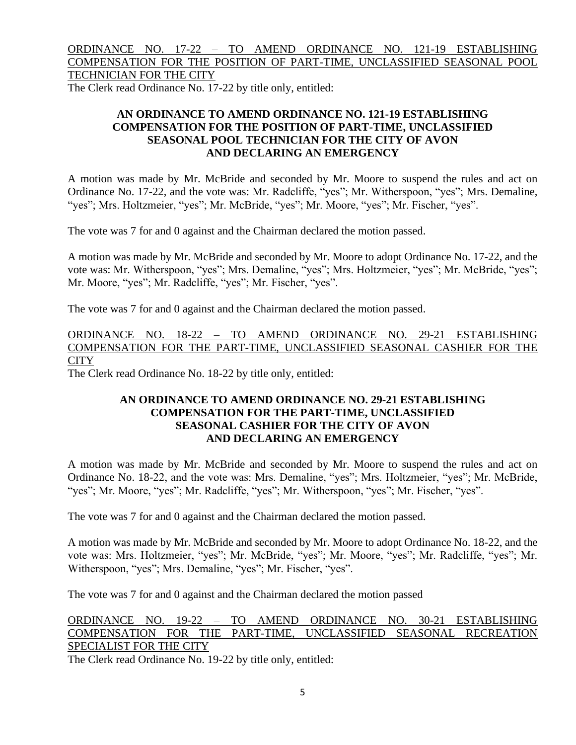ORDINANCE NO. 17-22 – TO AMEND ORDINANCE NO. 121-19 ESTABLISHING COMPENSATION FOR THE POSITION OF PART-TIME, UNCLASSIFIED SEASONAL POOL TECHNICIAN FOR THE CITY

The Clerk read Ordinance No. 17-22 by title only, entitled:

**AN ORDINANCE TO AMEND ORDINANCE NO. 121-19 ESTABLISHING COMPENSATION FOR THE POSITION OF PART-TIME, UNCLASSIFIED SEASONAL POOL TECHNICIAN FOR THE CITY OF AVON AND DECLARING AN EMERGENCY**

A motion was made by Mr. McBride and seconded by Mr. Moore to suspend the rules and act on Ordinance No. 17-22, and the vote was: Mr. Radcliffe, "yes"; Mr. Witherspoon, "yes"; Mrs. Demaline, "yes"; Mrs. Holtzmeier, "yes"; Mr. McBride, "yes"; Mr. Moore, "yes"; Mr. Fischer, "yes".

The vote was 7 for and 0 against and the Chairman declared the motion passed.

A motion was made by Mr. McBride and seconded by Mr. Moore to adopt Ordinance No. 17-22, and the vote was: Mr. Witherspoon, "yes"; Mrs. Demaline, "yes"; Mrs. Holtzmeier, "yes"; Mr. McBride, "yes"; Mr. Moore, "yes"; Mr. Radcliffe, "yes"; Mr. Fischer, "yes".

The vote was 7 for and 0 against and the Chairman declared the motion passed.

ORDINANCE NO. 18-22 – TO AMEND ORDINANCE NO. 29-21 ESTABLISHING COMPENSATION FOR THE PART-TIME, UNCLASSIFIED SEASONAL CASHIER FOR THE CITY

The Clerk read Ordinance No. 18-22 by title only, entitled:

**AN ORDINANCE TO AMEND ORDINANCE NO. 29-21 ESTABLISHING COMPENSATION FOR THE PART-TIME, UNCLASSIFIED SEASONAL CASHIER FOR THE CITY OF AVON AND DECLARING AN EMERGENCY**

A motion was made by Mr. McBride and seconded by Mr. Moore to suspend the rules and act on Ordinance No. 18-22, and the vote was: Mrs. Demaline, "yes"; Mrs. Holtzmeier, "yes"; Mr. McBride, "yes"; Mr. Moore, "yes"; Mr. Radcliffe, "yes"; Mr. Witherspoon, "yes"; Mr. Fischer, "yes".

The vote was 7 for and 0 against and the Chairman declared the motion passed.

A motion was made by Mr. McBride and seconded by Mr. Moore to adopt Ordinance No. 18-22, and the vote was: Mrs. Holtzmeier, "yes"; Mr. McBride, "yes"; Mr. Moore, "yes"; Mr. Radcliffe, "yes"; Mr. Witherspoon, "yes"; Mrs. Demaline, "yes"; Mr. Fischer, "yes".

The vote was 7 for and 0 against and the Chairman declared the motion passed

ORDINANCE NO. 19-22 – TO AMEND ORDINANCE NO. 30-21 ESTABLISHING COMPENSATION FOR THE PART-TIME, UNCLASSIFIED SEASONAL RECREATION SPECIALIST FOR THE CITY

The Clerk read Ordinance No. 19-22 by title only, entitled: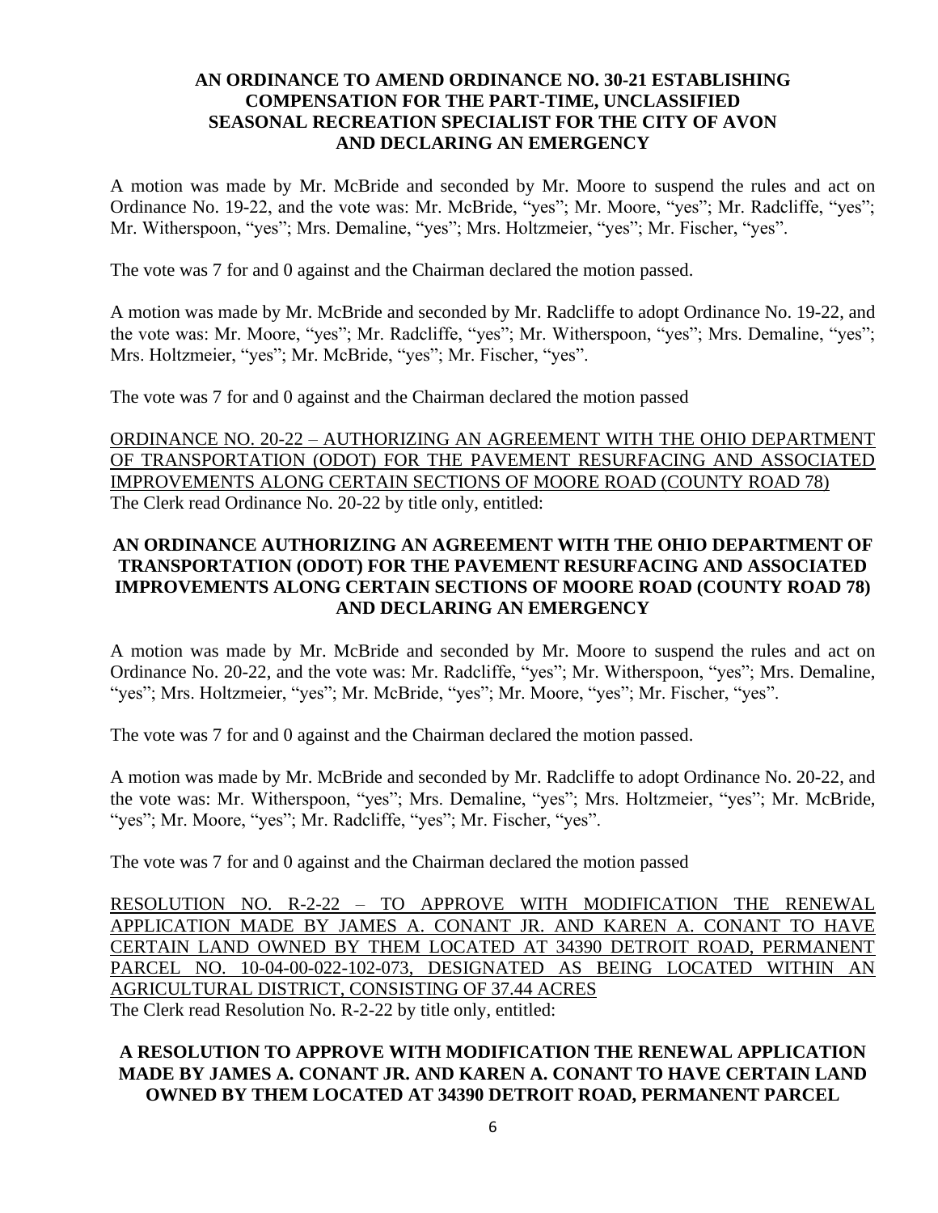**AN ORDINANCE TO AMEND ORDINANCE NO. 30-21 ESTABLISHING COMPENSATION FOR THE PART-TIME, UNCLASSIFIED SEASONAL RECREATION SPECIALIST FOR THE CITY OF AVON AND DECLARING AN EMERGENCY**

A motion was made by Mr. McBride and seconded by Mr. Moore to suspend the rules and act on Ordinance No. 19-22, and the vote was: Mr. McBride, "yes"; Mr. Moore, "yes"; Mr. Radcliffe, "yes"; Mr. Witherspoon, "yes"; Mrs. Demaline, "yes"; Mrs. Holtzmeier, "yes"; Mr. Fischer, "yes".

The vote was 7 for and 0 against and the Chairman declared the motion passed.

A motion was made by Mr. McBride and seconded by Mr. Radcliffe to adopt Ordinance No. 19-22, and the vote was: Mr. Moore, "yes"; Mr. Radcliffe, "yes"; Mr. Witherspoon, "yes"; Mrs. Demaline, "yes"; Mrs. Holtzmeier, "yes"; Mr. McBride, "yes"; Mr. Fischer, "yes".

The vote was 7 for and 0 against and the Chairman declared the motion passed

<u>ORDINANCE NO. 20-22 – AUTHORIZING AN AGREEMENT WITH THE OHIO DEPARTMENT OF TRANSPORTATION (ODOT) FOR THE PAVEMENT RESURFACING AND ASSOCIATED IMPROVEMENTS ALONG CERTAIN SECTIONS OF MOORE ROAD (COUNTY ROAD 78)</u>
The Clerk read Ordinance No. 20-22 by title only, entitled:

**AN ORDINANCE AUTHORIZING AN AGREEMENT WITH THE OHIO DEPARTMENT OF TRANSPORTATION (ODOT) FOR THE PAVEMENT RESURFACING AND ASSOCIATED IMPROVEMENTS ALONG CERTAIN SECTIONS OF MOORE ROAD (COUNTY ROAD 78) AND DECLARING AN EMERGENCY**

A motion was made by Mr. McBride and seconded by Mr. Moore to suspend the rules and act on Ordinance No. 20-22, and the vote was: Mr. Radcliffe, "yes"; Mr. Witherspoon, "yes"; Mrs. Demaline, "yes"; Mrs. Holtzmeier, "yes"; Mr. McBride, "yes"; Mr. Moore, "yes"; Mr. Fischer, "yes".

The vote was 7 for and 0 against and the Chairman declared the motion passed.

A motion was made by Mr. McBride and seconded by Mr. Radcliffe to adopt Ordinance No. 20-22, and the vote was: Mr. Witherspoon, "yes"; Mrs. Demaline, "yes"; Mrs. Holtzmeier, "yes"; Mr. McBride, "yes"; Mr. Moore, "yes"; Mr. Radcliffe, "yes"; Mr. Fischer, "yes".

The vote was 7 for and 0 against and the Chairman declared the motion passed

<u>RESOLUTION NO. R-2-22 – TO APPROVE WITH MODIFICATION THE RENEWAL APPLICATION MADE BY JAMES A. CONANT JR. AND KAREN A. CONANT TO HAVE CERTAIN LAND OWNED BY THEM LOCATED AT 34390 DETROIT ROAD, PERMANENT PARCEL NO. 10-04-00-022-102-073, DESIGNATED AS BEING LOCATED WITHIN AN AGRICULTURAL DISTRICT, CONSISTING OF 37.44 ACRES</u>
The Clerk read Resolution No. R-2-22 by title only, entitled:

**A RESOLUTION TO APPROVE WITH MODIFICATION THE RENEWAL APPLICATION MADE BY JAMES A. CONANT JR. AND KAREN A. CONANT TO HAVE CERTAIN LAND OWNED BY THEM LOCATED AT 34390 DETROIT ROAD, PERMANENT PARCEL**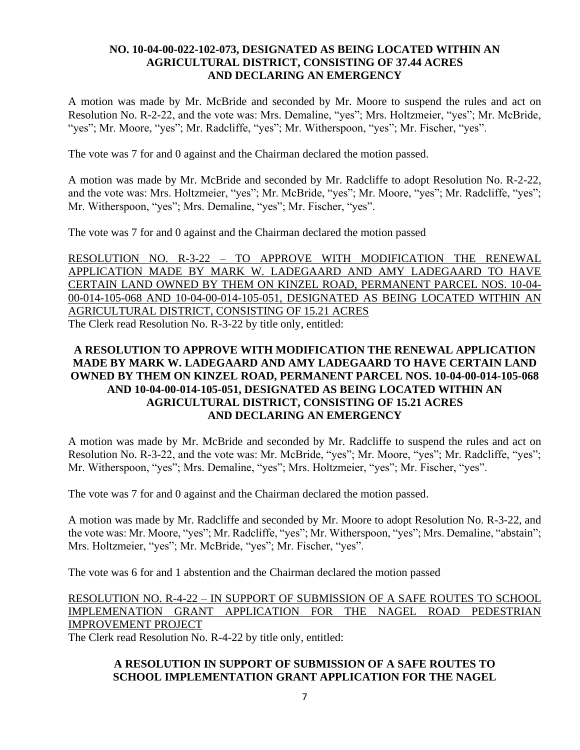**NO. 10-04-00-022-102-073, DESIGNATED AS BEING LOCATED WITHIN AN AGRICULTURAL DISTRICT, CONSISTING OF 37.44 ACRES AND DECLARING AN EMERGENCY**

A motion was made by Mr. McBride and seconded by Mr. Moore to suspend the rules and act on Resolution No. R-2-22, and the vote was: Mrs. Demaline, "yes"; Mrs. Holtzmeier, "yes"; Mr. McBride, "yes"; Mr. Moore, "yes"; Mr. Radcliffe, "yes"; Mr. Witherspoon, "yes"; Mr. Fischer, "yes".

The vote was 7 for and 0 against and the Chairman declared the motion passed.

A motion was made by Mr. McBride and seconded by Mr. Radcliffe to adopt Resolution No. R-2-22, and the vote was: Mrs. Holtzmeier, "yes"; Mr. McBride, "yes"; Mr. Moore, "yes"; Mr. Radcliffe, "yes"; Mr. Witherspoon, "yes"; Mrs. Demaline, "yes"; Mr. Fischer, "yes".

The vote was 7 for and 0 against and the Chairman declared the motion passed

<u>RESOLUTION NO. R-3-22 – TO APPROVE WITH MODIFICATION THE RENEWAL APPLICATION MADE BY MARK W. LADEGAARD AND AMY LADEGAARD TO HAVE CERTAIN LAND OWNED BY THEM ON KINZEL ROAD, PERMANENT PARCEL NOS. 10-04-00-014-105-068 AND 10-04-00-014-105-051, DESIGNATED AS BEING LOCATED WITHIN AN AGRICULTURAL DISTRICT, CONSISTING OF 15.21 ACRES</u>

The Clerk read Resolution No. R-3-22 by title only, entitled:

**A RESOLUTION TO APPROVE WITH MODIFICATION THE RENEWAL APPLICATION MADE BY MARK W. LADEGAARD AND AMY LADEGAARD TO HAVE CERTAIN LAND OWNED BY THEM ON KINZEL ROAD, PERMANENT PARCEL NOS. 10-04-00-014-105-068 AND 10-04-00-014-105-051, DESIGNATED AS BEING LOCATED WITHIN AN AGRICULTURAL DISTRICT, CONSISTING OF 15.21 ACRES AND DECLARING AN EMERGENCY**

A motion was made by Mr. McBride and seconded by Mr. Radcliffe to suspend the rules and act on Resolution No. R-3-22, and the vote was: Mr. McBride, "yes"; Mr. Moore, "yes"; Mr. Radcliffe, "yes"; Mr. Witherspoon, "yes"; Mrs. Demaline, "yes"; Mrs. Holtzmeier, "yes"; Mr. Fischer, "yes".

The vote was 7 for and 0 against and the Chairman declared the motion passed.

A motion was made by Mr. Radcliffe and seconded by Mr. Moore to adopt Resolution No. R-3-22, and the vote was: Mr. Moore, "yes"; Mr. Radcliffe, "yes"; Mr. Witherspoon, "yes"; Mrs. Demaline, "abstain"; Mrs. Holtzmeier, "yes"; Mr. McBride, "yes"; Mr. Fischer, "yes".

The vote was 6 for and 1 abstention and the Chairman declared the motion passed

<u>RESOLUTION NO. R-4-22 – IN SUPPORT OF SUBMISSION OF A SAFE ROUTES TO SCHOOL IMPLEMENATION GRANT APPLICATION FOR THE NAGEL ROAD PEDESTRIAN IMPROVEMENT PROJECT</u>

The Clerk read Resolution No. R-4-22 by title only, entitled:

**A RESOLUTION IN SUPPORT OF SUBMISSION OF A SAFE ROUTES TO SCHOOL IMPLEMENTATION GRANT APPLICATION FOR THE NAGEL**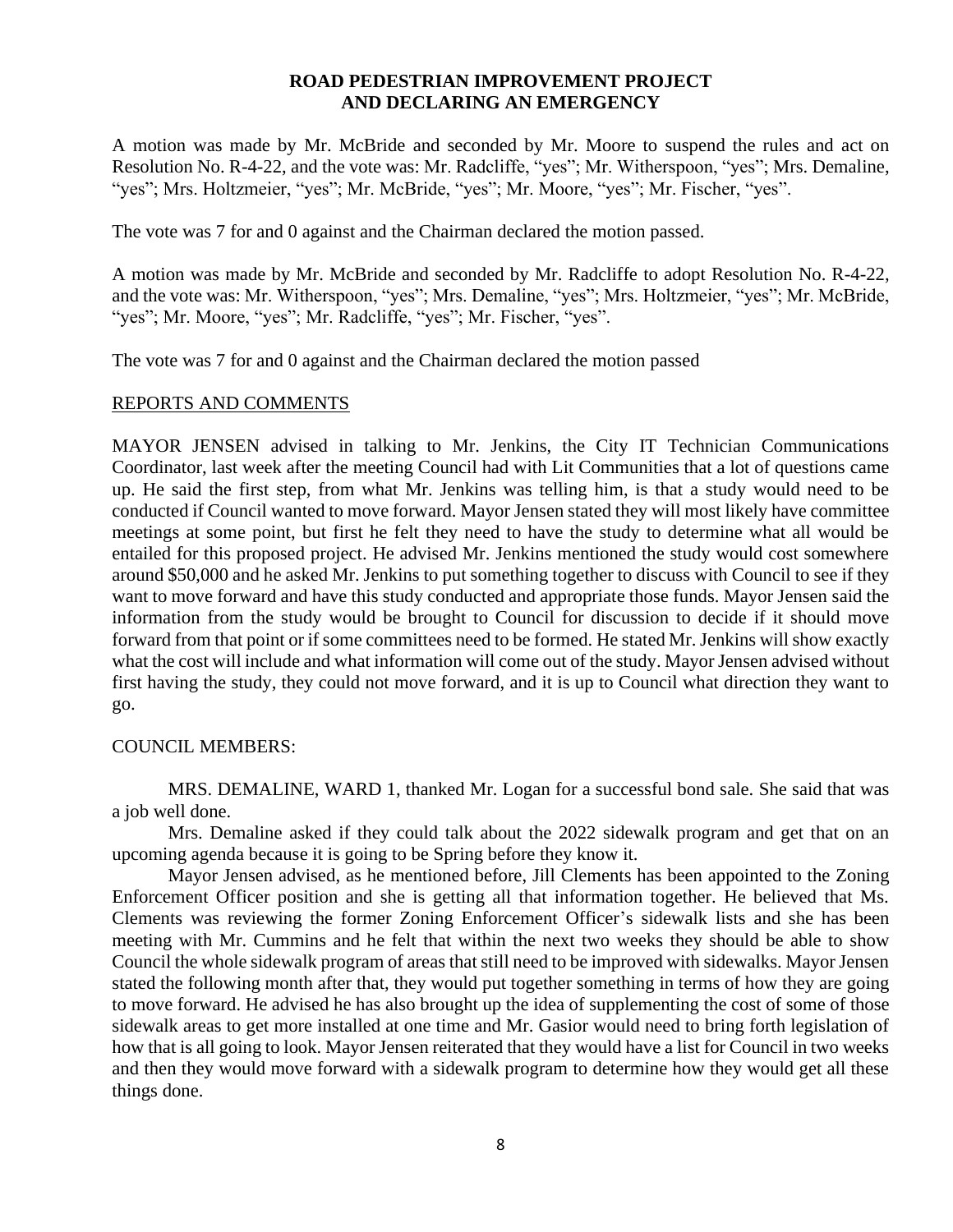**ROAD PEDESTRIAN IMPROVEMENT PROJECT AND DECLARING AN EMERGENCY**

A motion was made by Mr. McBride and seconded by Mr. Moore to suspend the rules and act on Resolution No. R-4-22, and the vote was: Mr. Radcliffe, "yes"; Mr. Witherspoon, "yes"; Mrs. Demaline, "yes"; Mrs. Holtzmeier, "yes"; Mr. McBride, "yes"; Mr. Moore, "yes"; Mr. Fischer, "yes".

The vote was 7 for and 0 against and the Chairman declared the motion passed.

A motion was made by Mr. McBride and seconded by Mr. Radcliffe to adopt Resolution No. R-4-22, and the vote was: Mr. Witherspoon, "yes"; Mrs. Demaline, "yes"; Mrs. Holtzmeier, "yes"; Mr. McBride, "yes"; Mr. Moore, "yes"; Mr. Radcliffe, "yes"; Mr. Fischer, "yes".

The vote was 7 for and 0 against and the Chairman declared the motion passed

REPORTS AND COMMENTS

MAYOR JENSEN advised in talking to Mr. Jenkins, the City IT Technician Communications Coordinator, last week after the meeting Council had with Lit Communities that a lot of questions came up. He said the first step, from what Mr. Jenkins was telling him, is that a study would need to be conducted if Council wanted to move forward. Mayor Jensen stated they will most likely have committee meetings at some point, but first he felt they need to have the study to determine what all would be entailed for this proposed project. He advised Mr. Jenkins mentioned the study would cost somewhere around $50,000 and he asked Mr. Jenkins to put something together to discuss with Council to see if they want to move forward and have this study conducted and appropriate those funds. Mayor Jensen said the information from the study would be brought to Council for discussion to decide if it should move forward from that point or if some committees need to be formed. He stated Mr. Jenkins will show exactly what the cost will include and what information will come out of the study. Mayor Jensen advised without first having the study, they could not move forward, and it is up to Council what direction they want to go.

COUNCIL MEMBERS:

MRS. DEMALINE, WARD 1, thanked Mr. Logan for a successful bond sale. She said that was a job well done.

Mrs. Demaline asked if they could talk about the 2022 sidewalk program and get that on an upcoming agenda because it is going to be Spring before they know it.

Mayor Jensen advised, as he mentioned before, Jill Clements has been appointed to the Zoning Enforcement Officer position and she is getting all that information together. He believed that Ms. Clements was reviewing the former Zoning Enforcement Officer's sidewalk lists and she has been meeting with Mr. Cummins and he felt that within the next two weeks they should be able to show Council the whole sidewalk program of areas that still need to be improved with sidewalks. Mayor Jensen stated the following month after that, they would put together something in terms of how they are going to move forward. He advised he has also brought up the idea of supplementing the cost of some of those sidewalk areas to get more installed at one time and Mr. Gasior would need to bring forth legislation of how that is all going to look. Mayor Jensen reiterated that they would have a list for Council in two weeks and then they would move forward with a sidewalk program to determine how they would get all these things done.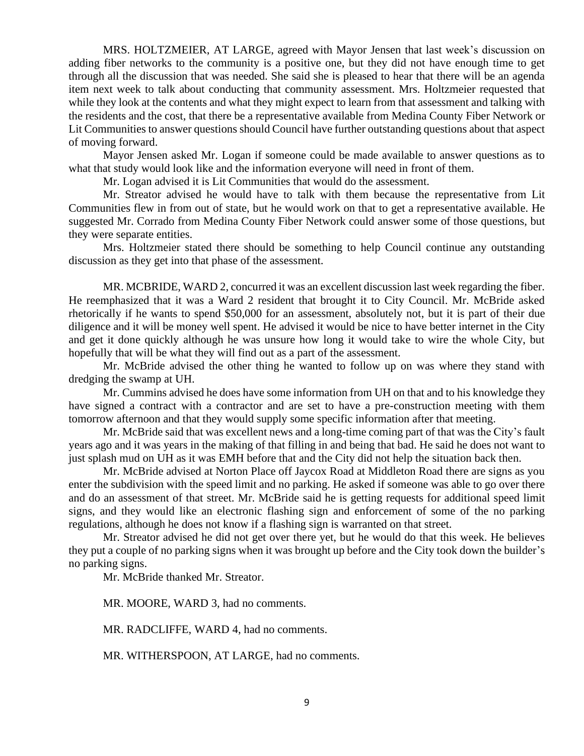MRS. HOLTZMEIER, AT LARGE, agreed with Mayor Jensen that last week's discussion on adding fiber networks to the community is a positive one, but they did not have enough time to get through all the discussion that was needed. She said she is pleased to hear that there will be an agenda item next week to talk about conducting that community assessment. Mrs. Holtzmeier requested that while they look at the contents and what they might expect to learn from that assessment and talking with the residents and the cost, that there be a representative available from Medina County Fiber Network or Lit Communities to answer questions should Council have further outstanding questions about that aspect of moving forward.

Mayor Jensen asked Mr. Logan if someone could be made available to answer questions as to what that study would look like and the information everyone will need in front of them.

Mr. Logan advised it is Lit Communities that would do the assessment.

Mr. Streator advised he would have to talk with them because the representative from Lit Communities flew in from out of state, but he would work on that to get a representative available. He suggested Mr. Corrado from Medina County Fiber Network could answer some of those questions, but they were separate entities.

Mrs. Holtzmeier stated there should be something to help Council continue any outstanding discussion as they get into that phase of the assessment.

MR. MCBRIDE, WARD 2, concurred it was an excellent discussion last week regarding the fiber. He reemphasized that it was a Ward 2 resident that brought it to City Council. Mr. McBride asked rhetorically if he wants to spend $50,000 for an assessment, absolutely not, but it is part of their due diligence and it will be money well spent. He advised it would be nice to have better internet in the City and get it done quickly although he was unsure how long it would take to wire the whole City, but hopefully that will be what they will find out as a part of the assessment.

Mr. McBride advised the other thing he wanted to follow up on was where they stand with dredging the swamp at UH.

Mr. Cummins advised he does have some information from UH on that and to his knowledge they have signed a contract with a contractor and are set to have a pre-construction meeting with them tomorrow afternoon and that they would supply some specific information after that meeting.

Mr. McBride said that was excellent news and a long-time coming part of that was the City's fault years ago and it was years in the making of that filling in and being that bad. He said he does not want to just splash mud on UH as it was EMH before that and the City did not help the situation back then.

Mr. McBride advised at Norton Place off Jaycox Road at Middleton Road there are signs as you enter the subdivision with the speed limit and no parking. He asked if someone was able to go over there and do an assessment of that street. Mr. McBride said he is getting requests for additional speed limit signs, and they would like an electronic flashing sign and enforcement of some of the no parking regulations, although he does not know if a flashing sign is warranted on that street.

Mr. Streator advised he did not get over there yet, but he would do that this week. He believes they put a couple of no parking signs when it was brought up before and the City took down the builder's no parking signs.

Mr. McBride thanked Mr. Streator.

MR. MOORE, WARD 3, had no comments.

MR. RADCLIFFE, WARD 4, had no comments.

MR. WITHERSPOON, AT LARGE, had no comments.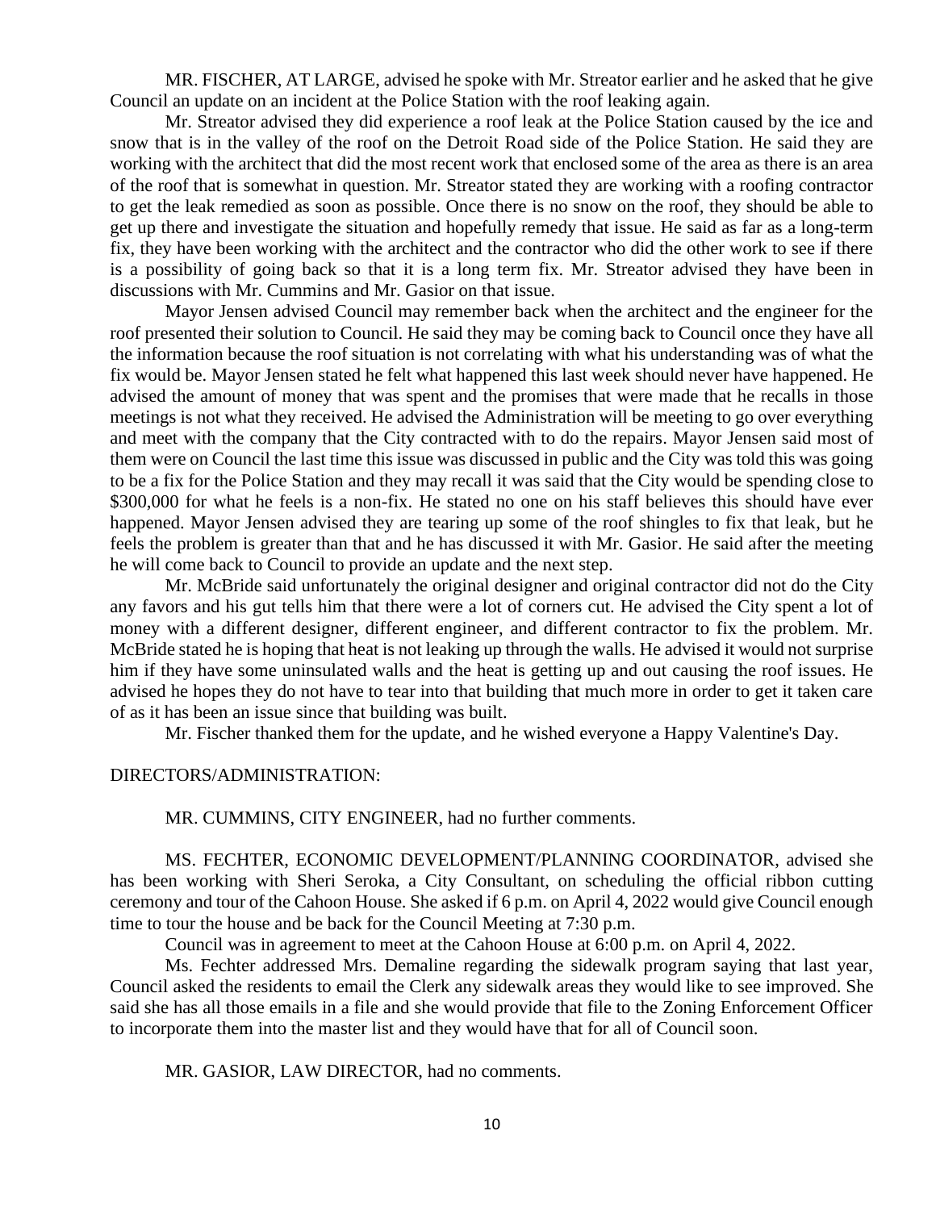MR. FISCHER, AT LARGE, advised he spoke with Mr. Streator earlier and he asked that he give Council an update on an incident at the Police Station with the roof leaking again.

Mr. Streator advised they did experience a roof leak at the Police Station caused by the ice and snow that is in the valley of the roof on the Detroit Road side of the Police Station. He said they are working with the architect that did the most recent work that enclosed some of the area as there is an area of the roof that is somewhat in question. Mr. Streator stated they are working with a roofing contractor to get the leak remedied as soon as possible. Once there is no snow on the roof, they should be able to get up there and investigate the situation and hopefully remedy that issue. He said as far as a long-term fix, they have been working with the architect and the contractor who did the other work to see if there is a possibility of going back so that it is a long term fix. Mr. Streator advised they have been in discussions with Mr. Cummins and Mr. Gasior on that issue.

Mayor Jensen advised Council may remember back when the architect and the engineer for the roof presented their solution to Council. He said they may be coming back to Council once they have all the information because the roof situation is not correlating with what his understanding was of what the fix would be. Mayor Jensen stated he felt what happened this last week should never have happened. He advised the amount of money that was spent and the promises that were made that he recalls in those meetings is not what they received. He advised the Administration will be meeting to go over everything and meet with the company that the City contracted with to do the repairs. Mayor Jensen said most of them were on Council the last time this issue was discussed in public and the City was told this was going to be a fix for the Police Station and they may recall it was said that the City would be spending close to $300,000 for what he feels is a non-fix. He stated no one on his staff believes this should have ever happened. Mayor Jensen advised they are tearing up some of the roof shingles to fix that leak, but he feels the problem is greater than that and he has discussed it with Mr. Gasior. He said after the meeting he will come back to Council to provide an update and the next step.

Mr. McBride said unfortunately the original designer and original contractor did not do the City any favors and his gut tells him that there were a lot of corners cut. He advised the City spent a lot of money with a different designer, different engineer, and different contractor to fix the problem. Mr. McBride stated he is hoping that heat is not leaking up through the walls. He advised it would not surprise him if they have some uninsulated walls and the heat is getting up and out causing the roof issues. He advised he hopes they do not have to tear into that building that much more in order to get it taken care of as it has been an issue since that building was built.

Mr. Fischer thanked them for the update, and he wished everyone a Happy Valentine's Day.

DIRECTORS/ADMINISTRATION:

MR. CUMMINS, CITY ENGINEER, had no further comments.

MS. FECHTER, ECONOMIC DEVELOPMENT/PLANNING COORDINATOR, advised she has been working with Sheri Seroka, a City Consultant, on scheduling the official ribbon cutting ceremony and tour of the Cahoon House. She asked if 6 p.m. on April 4, 2022 would give Council enough time to tour the house and be back for the Council Meeting at 7:30 p.m.

Council was in agreement to meet at the Cahoon House at 6:00 p.m. on April 4, 2022.

Ms. Fechter addressed Mrs. Demaline regarding the sidewalk program saying that last year, Council asked the residents to email the Clerk any sidewalk areas they would like to see improved. She said she has all those emails in a file and she would provide that file to the Zoning Enforcement Officer to incorporate them into the master list and they would have that for all of Council soon.

MR. GASIOR, LAW DIRECTOR, had no comments.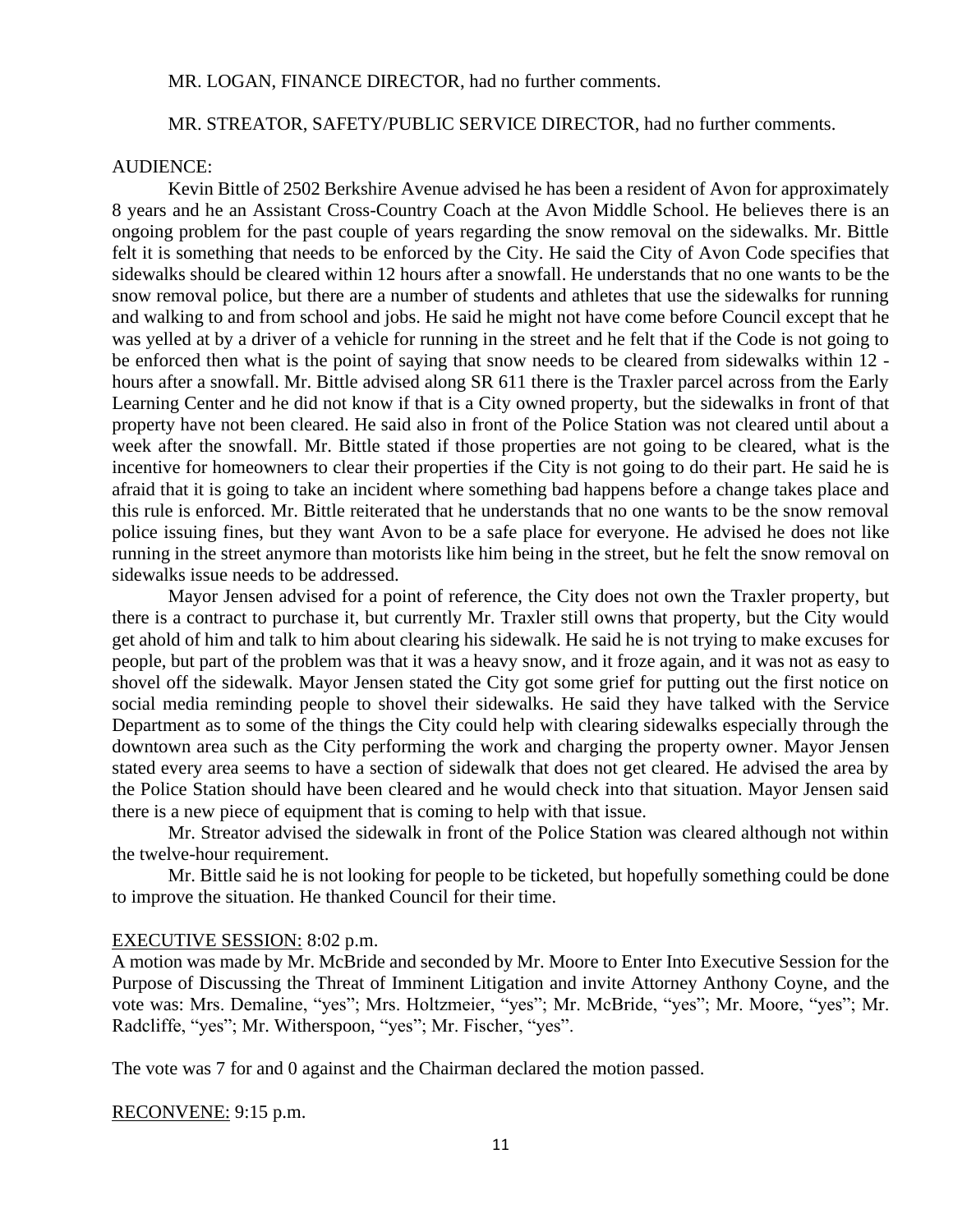MR. LOGAN, FINANCE DIRECTOR, had no further comments.

MR. STREATOR, SAFETY/PUBLIC SERVICE DIRECTOR, had no further comments.

AUDIENCE:

Kevin Bittle of 2502 Berkshire Avenue advised he has been a resident of Avon for approximately 8 years and he an Assistant Cross-Country Coach at the Avon Middle School. He believes there is an ongoing problem for the past couple of years regarding the snow removal on the sidewalks. Mr. Bittle felt it is something that needs to be enforced by the City. He said the City of Avon Code specifies that sidewalks should be cleared within 12 hours after a snowfall. He understands that no one wants to be the snow removal police, but there are a number of students and athletes that use the sidewalks for running and walking to and from school and jobs. He said he might not have come before Council except that he was yelled at by a driver of a vehicle for running in the street and he felt that if the Code is not going to be enforced then what is the point of saying that snow needs to be cleared from sidewalks within 12 - hours after a snowfall. Mr. Bittle advised along SR 611 there is the Traxler parcel across from the Early Learning Center and he did not know if that is a City owned property, but the sidewalks in front of that property have not been cleared. He said also in front of the Police Station was not cleared until about a week after the snowfall. Mr. Bittle stated if those properties are not going to be cleared, what is the incentive for homeowners to clear their properties if the City is not going to do their part. He said he is afraid that it is going to take an incident where something bad happens before a change takes place and this rule is enforced. Mr. Bittle reiterated that he understands that no one wants to be the snow removal police issuing fines, but they want Avon to be a safe place for everyone. He advised he does not like running in the street anymore than motorists like him being in the street, but he felt the snow removal on sidewalks issue needs to be addressed.

Mayor Jensen advised for a point of reference, the City does not own the Traxler property, but there is a contract to purchase it, but currently Mr. Traxler still owns that property, but the City would get ahold of him and talk to him about clearing his sidewalk. He said he is not trying to make excuses for people, but part of the problem was that it was a heavy snow, and it froze again, and it was not as easy to shovel off the sidewalk. Mayor Jensen stated the City got some grief for putting out the first notice on social media reminding people to shovel their sidewalks. He said they have talked with the Service Department as to some of the things the City could help with clearing sidewalks especially through the downtown area such as the City performing the work and charging the property owner. Mayor Jensen stated every area seems to have a section of sidewalk that does not get cleared. He advised the area by the Police Station should have been cleared and he would check into that situation. Mayor Jensen said there is a new piece of equipment that is coming to help with that issue.

Mr. Streator advised the sidewalk in front of the Police Station was cleared although not within the twelve-hour requirement.

Mr. Bittle said he is not looking for people to be ticketed, but hopefully something could be done to improve the situation. He thanked Council for their time.

<u>EXECUTIVE SESSION:</u> 8:02 p.m.

A motion was made by Mr. McBride and seconded by Mr. Moore to Enter Into Executive Session for the Purpose of Discussing the Threat of Imminent Litigation and invite Attorney Anthony Coyne, and the vote was: Mrs. Demaline, "yes"; Mrs. Holtzmeier, "yes"; Mr. McBride, "yes"; Mr. Moore, "yes"; Mr. Radcliffe, "yes"; Mr. Witherspoon, "yes"; Mr. Fischer, "yes".

The vote was 7 for and 0 against and the Chairman declared the motion passed.

<u>RECONVENE:</u> 9:15 p.m.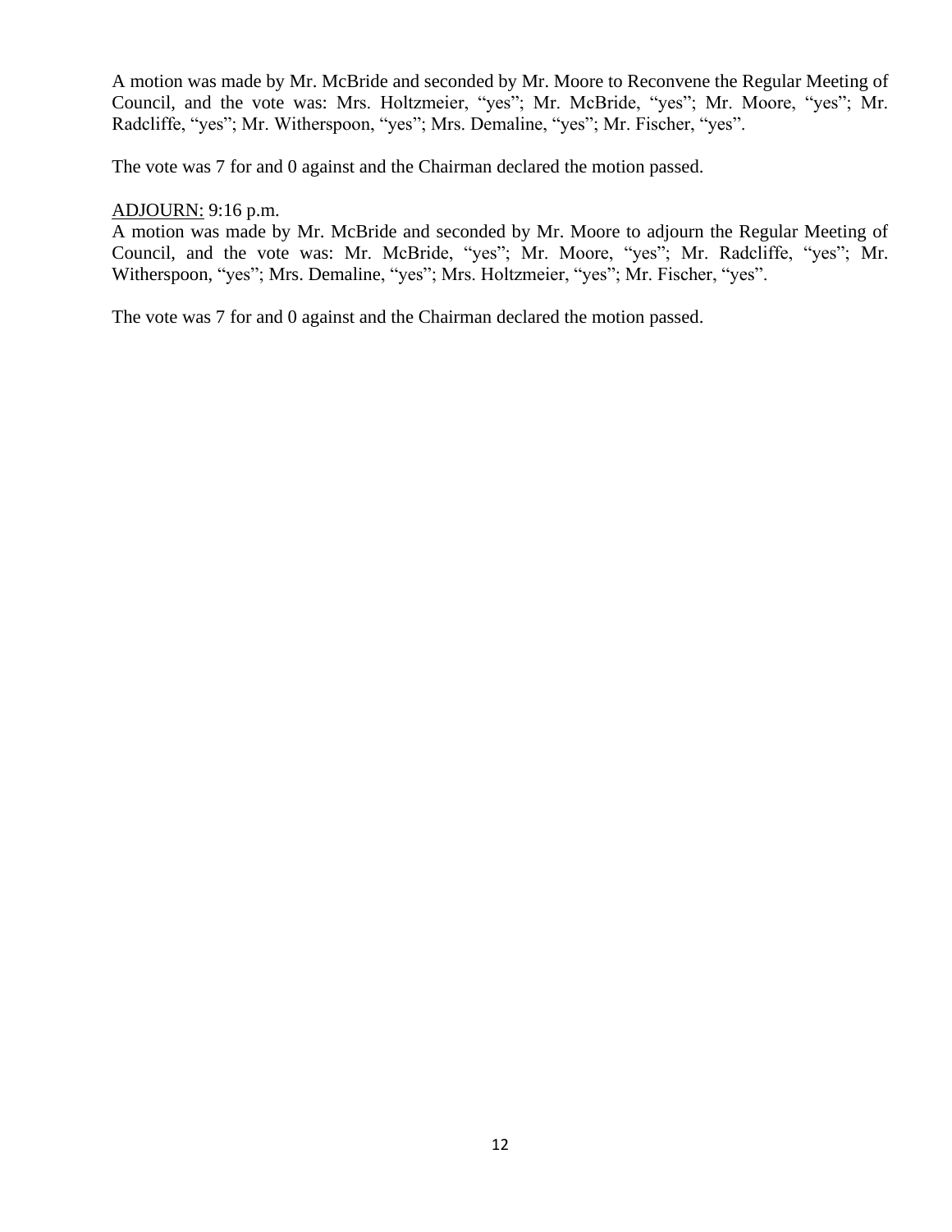A motion was made by Mr. McBride and seconded by Mr. Moore to Reconvene the Regular Meeting of Council, and the vote was: Mrs. Holtzmeier, “yes”; Mr. McBride, “yes”; Mr. Moore, “yes”; Mr. Radcliffe, “yes”; Mr. Witherspoon, “yes”; Mrs. Demaline, “yes”; Mr. Fischer, “yes”.

The vote was 7 for and 0 against and the Chairman declared the motion passed.

ADJOURN: 9:16 p.m.
A motion was made by Mr. McBride and seconded by Mr. Moore to adjourn the Regular Meeting of Council, and the vote was: Mr. McBride, “yes”; Mr. Moore, “yes”; Mr. Radcliffe, “yes”; Mr. Witherspoon, “yes”; Mrs. Demaline, “yes”; Mrs. Holtzmeier, “yes”; Mr. Fischer, “yes”.

The vote was 7 for and 0 against and the Chairman declared the motion passed.